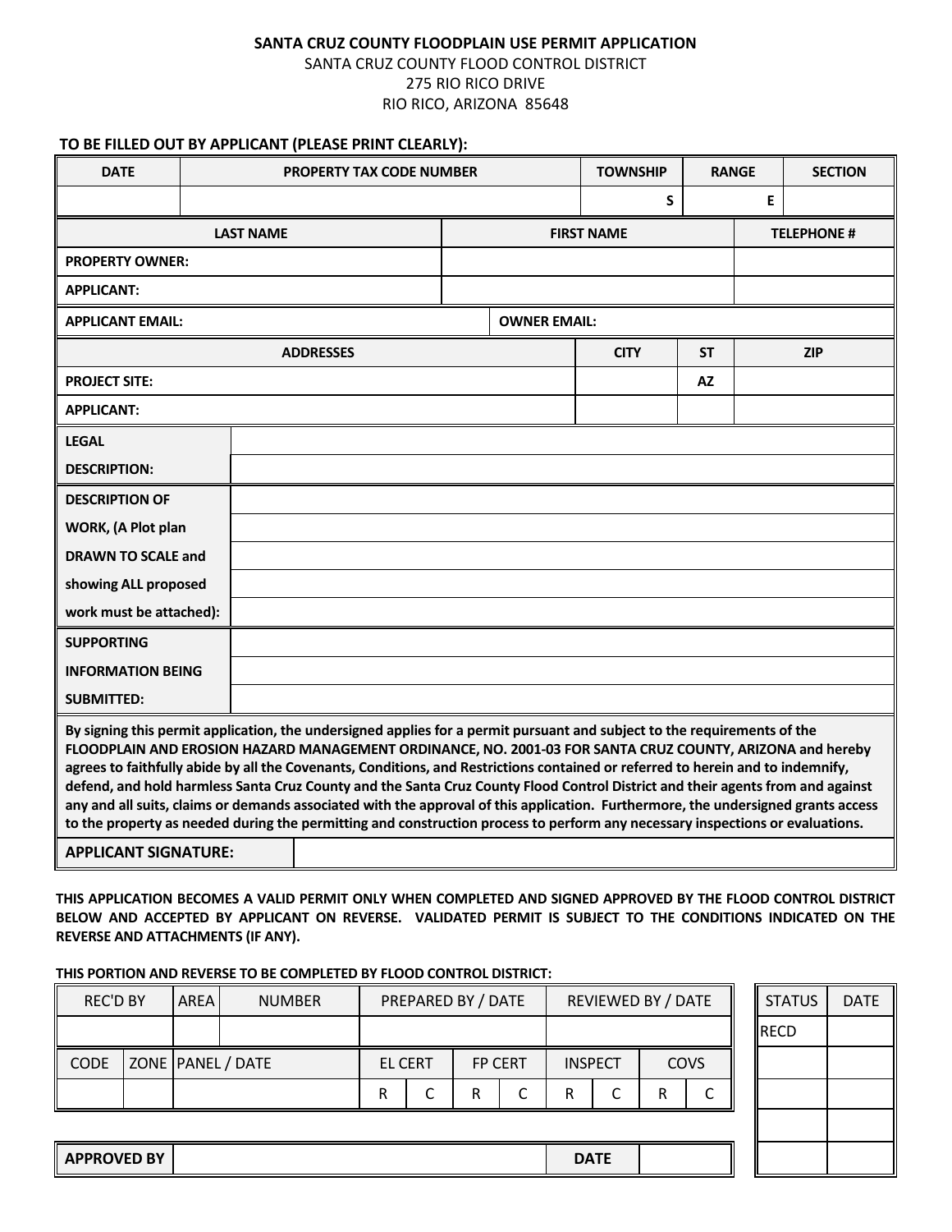# SANTA CRUZ COUNTY FLOODPLAIN USE PERMIT APPLICATION

SANTA CRUZ COUNTY FLOOD CONTROL DISTRICT
275 RIO RICO DRIVE
RIO RICO, ARIZONA 85648

**TO BE FILLED OUT BY APPLICANT (PLEASE PRINT CLEARLY):**

| DATE | PROPERTY TAX CODE NUMBER | TOWNSHIP | RANGE | SECTION |
|---|---|---|---|---|
| | | S | E | |

| | LAST NAME | FIRST NAME | TELEPHONE # |
|---|---|---|---|
| PROPERTY OWNER: | | | |
| APPLICANT: | | | |

| APPLICANT EMAIL: | OWNER EMAIL: |
|---|---|

| | ADDRESSES | CITY | ST | ZIP |
|---|---|---|---|---|
| PROJECT SITE: | | | AZ | |
| APPLICANT: | | | | |

| | |
|---|---|
| LEGAL DESCRIPTION: | |
| DESCRIPTION OF WORK, (A Plot plan DRAWN TO SCALE and showing ALL proposed work must be attached): | |
| SUPPORTING INFORMATION BEING SUBMITTED: | |

**By signing this permit application, the undersigned applies for a permit pursuant and subject to the requirements of the FLOODPLAIN AND EROSION HAZARD MANAGEMENT ORDINANCE, NO. 2001-03 FOR SANTA CRUZ COUNTY, ARIZONA and hereby agrees to faithfully abide by all the Covenants, Conditions, and Restrictions contained or referred to herein and to indemnify, defend, and hold harmless Santa Cruz County and the Santa Cruz County Flood Control District and their agents from and against any and all suits, claims or demands associated with the approval of this application. Furthermore, the undersigned grants access to the property as needed during the permitting and construction process to perform any necessary inspections or evaluations.**

| APPLICANT SIGNATURE: | |
|---|---|

**THIS APPLICATION BECOMES A VALID PERMIT ONLY WHEN COMPLETED AND SIGNED APPROVED BY THE FLOOD CONTROL DISTRICT BELOW AND ACCEPTED BY APPLICANT ON REVERSE. VALIDATED PERMIT IS SUBJECT TO THE CONDITIONS INDICATED ON THE REVERSE AND ATTACHMENTS (IF ANY).**

**THIS PORTION AND REVERSE TO BE COMPLETED BY FLOOD CONTROL DISTRICT:**

| REC'D BY | AREA | NUMBER | PREPARED BY / DATE | REVIEWED BY / DATE |
|---|---|---|---|---|
| | | | | |

| CODE | ZONE | PANEL / DATE | EL CERT | | FP CERT | | INSPECT | | COVS | |
|---|---|---|---|---|---|---|---|---|---|---|
| | | | R | C | R | C | R | C | R | C |

| APPROVED BY | | DATE | |
|---|---|---|---|

| STATUS | DATE |
|---|---|
| RECD | |
| | |
| | |
| | |
| | |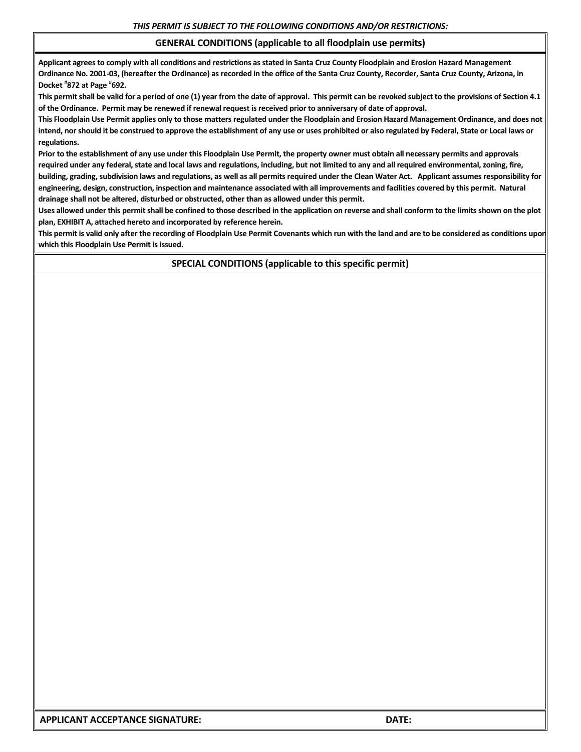***THIS PERMIT IS SUBJECT TO THE FOLLOWING CONDITIONS AND/OR RESTRICTIONS:***

## GENERAL CONDITIONS (applicable to all floodplain use permits)

**Applicant agrees to comply with all conditions and restrictions as stated in Santa Cruz County Floodplain and Erosion Hazard Management Ordinance No. 2001-03, (hereafter the Ordinance) as recorded in the office of the Santa Cruz County, Recorder, Santa Cruz County, Arizona, in Docket #872 at Page #692.**

**This permit shall be valid for a period of one (1) year from the date of approval. This permit can be revoked subject to the provisions of Section 4.1 of the Ordinance. Permit may be renewed if renewal request is received prior to anniversary of date of approval.**

**This Floodplain Use Permit applies only to those matters regulated under the Floodplain and Erosion Hazard Management Ordinance, and does not intend, nor should it be construed to approve the establishment of any use or uses prohibited or also regulated by Federal, State or Local laws or regulations.**

**Prior to the establishment of any use under this Floodplain Use Permit, the property owner must obtain all necessary permits and approvals required under any federal, state and local laws and regulations, including, but not limited to any and all required environmental, zoning, fire, building, grading, subdivision laws and regulations, as well as all permits required under the Clean Water Act. Applicant assumes responsibility for engineering, design, construction, inspection and maintenance associated with all improvements and facilities covered by this permit. Natural drainage shall not be altered, disturbed or obstructed, other than as allowed under this permit.**

**Uses allowed under this permit shall be confined to those described in the application on reverse and shall conform to the limits shown on the plot plan, EXHIBIT A, attached hereto and incorporated by reference herein.**

**This permit is valid only after the recording of Floodplain Use Permit Covenants which run with the land and are to be considered as conditions upon which this Floodplain Use Permit is issued.**

## SPECIAL CONDITIONS (applicable to this specific permit)

**APPLICANT ACCEPTANCE SIGNATURE:** **DATE:**